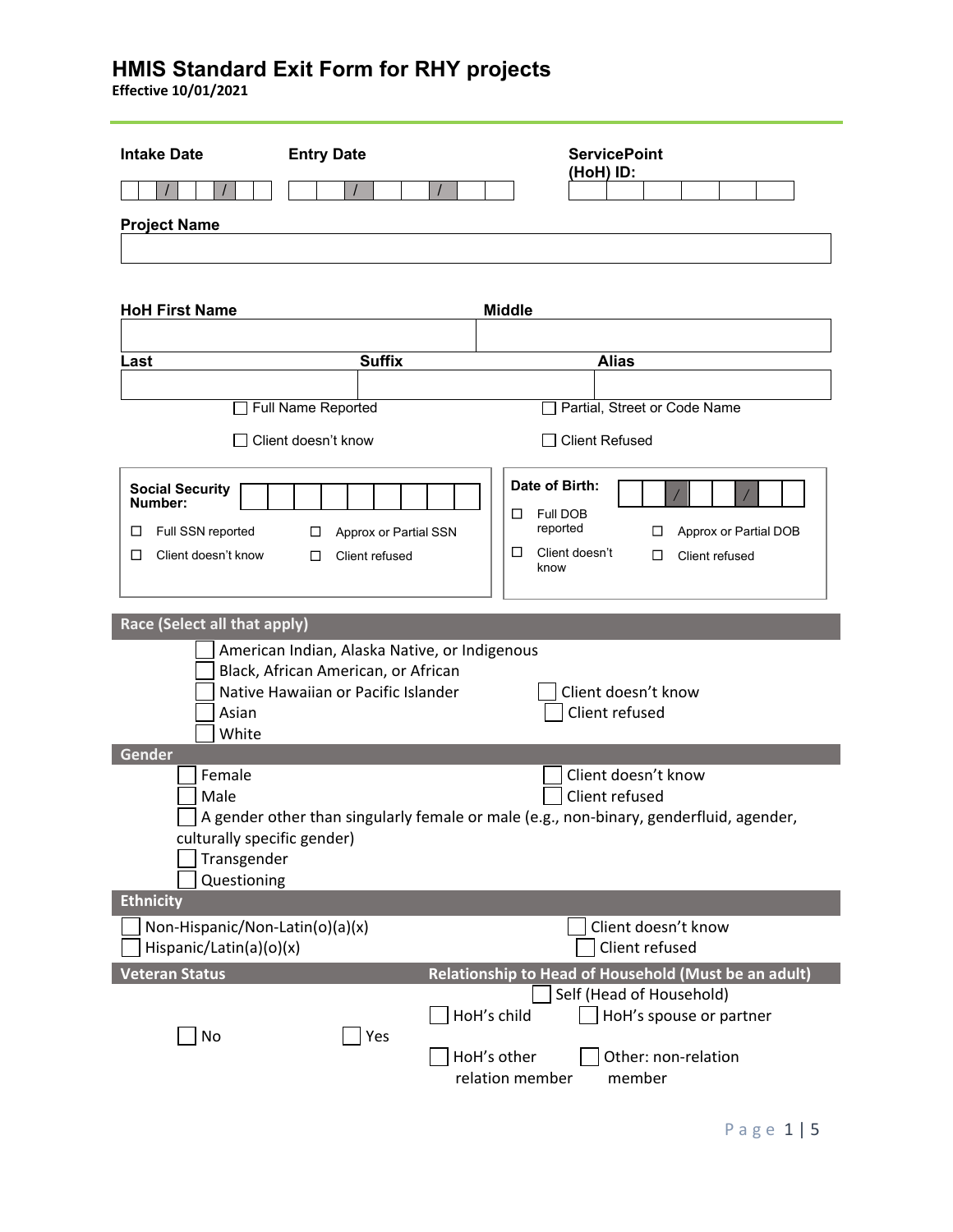# HMIS Standard Exit Form for RHY projects

**Effective 10/01/2021**

**Intake Date** ___ / ___ / ___

**Entry Date** ___ / ___ / ___

**ServicePoint (HoH) ID:** ______

**Project Name** ______

**HoH First Name** ______ **Middle** ______

**Last** ______ **Suffix** ______ **Alias** ______

☐ Full Name Reported ☐ Partial, Street or Code Name

☐ Client doesn't know ☐ Client Refused

**Social Security Number:** ______

☐ Full SSN reported ☐ Approx or Partial SSN

☐ Client doesn't know ☐ Client refused

**Date of Birth:** ___ / ___ / ___

☐ Full DOB reported ☐ Approx or Partial DOB

☐ Client doesn't know ☐ Client refused

## Race (Select all that apply)

☐ American Indian, Alaska Native, or Indigenous
☐ Black, African American, or African
☐ Native Hawaiian or Pacific Islander
☐ Asian
☐ White
☐ Client doesn't know
☐ Client refused

## Gender

☐ Female
☐ Male
☐ A gender other than singularly female or male (e.g., non-binary, genderfluid, agender, culturally specific gender)
☐ Transgender
☐ Questioning
☐ Client doesn't know
☐ Client refused

## Ethnicity

☐ Non-Hispanic/Non-Latin(o)(a)(x)
☐ Hispanic/Latin(a)(o)(x)
☐ Client doesn't know
☐ Client refused

## Veteran Status

☐ No ☐ Yes

## Relationship to Head of Household (Must be an adult)

☐ Self (Head of Household)
☐ HoH's child
☐ HoH's spouse or partner
☐ HoH's other relation member
☐ Other: non-relation member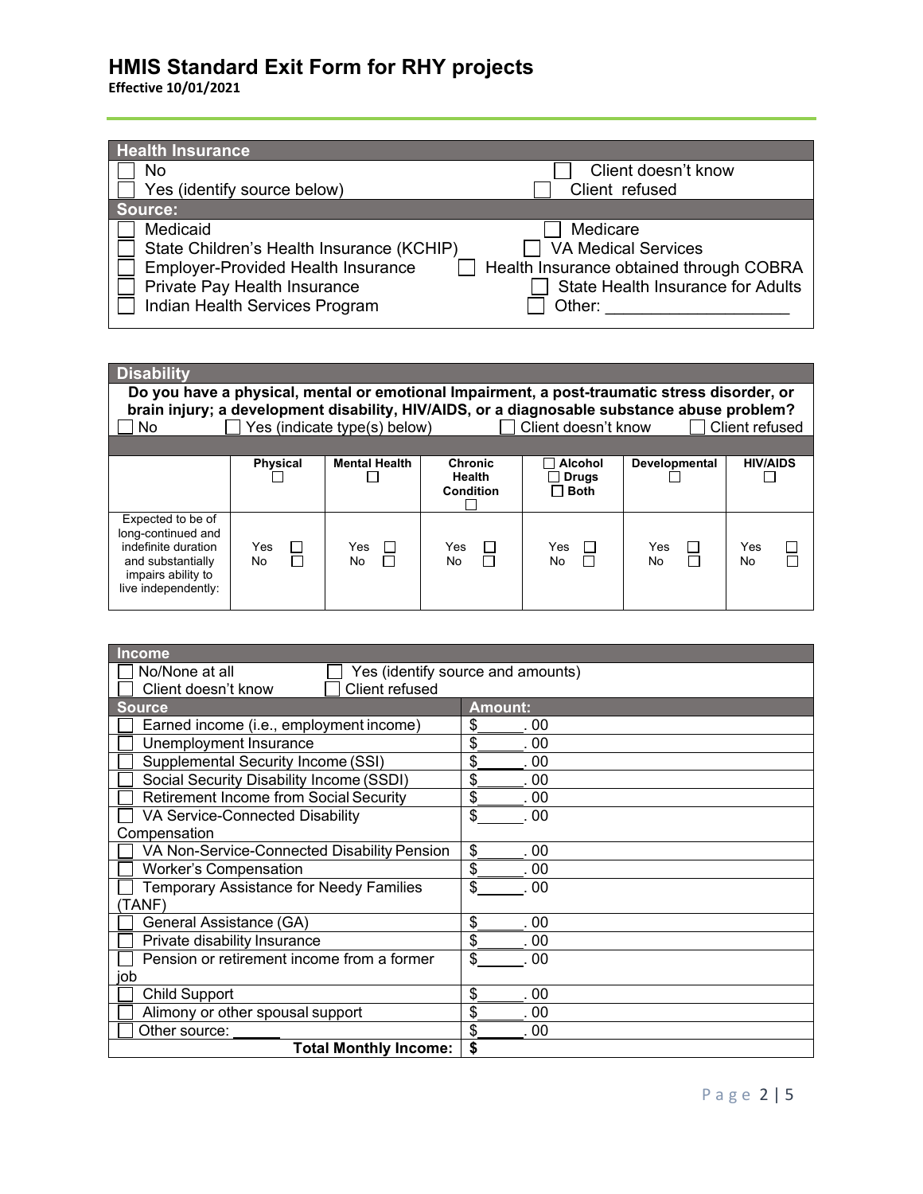# HMIS Standard Exit Form for RHY projects

**Effective 10/01/2021**

## Health Insurance

| | |
|---|---|
| ☐ No | ☐ Client doesn't know |
| ☐ Yes (identify source below) | ☐ Client refused |

**Source:**

| | |
|---|---|
| ☐ Medicaid | ☐ Medicare |
| ☐ State Children's Health Insurance (KCHIP) | ☐ VA Medical Services |
| ☐ Employer-Provided Health Insurance | ☐ Health Insurance obtained through COBRA |
| ☐ Private Pay Health Insurance | ☐ State Health Insurance for Adults |
| ☐ Indian Health Services Program | ☐ Other: ____________________ |

## Disability

**Do you have a physical, mental or emotional Impairment, a post-traumatic stress disorder, or brain injury; a development disability, HIV/AIDS, or a diagnosable substance abuse problem?**

☐ No ☐ Yes (indicate type(s) below) ☐ Client doesn't know ☐ Client refused

| | Physical ☐ | Mental Health ☐ | Chronic Health Condition ☐ | ☐ Alcohol ☐ Drugs ☐ Both | Developmental ☐ | HIV/AIDS ☐ |
|---|---|---|---|---|---|---|
| Expected to be of long-continued and indefinite duration and substantially impairs ability to live independently: | Yes ☐ No ☐ | Yes ☐ No ☐ | Yes ☐ No ☐ | Yes ☐ No ☐ | Yes ☐ No ☐ | Yes ☐ No ☐ |

## Income

☐ No/None at all ☐ Yes (identify source and amounts)
☐ Client doesn't know ☐ Client refused

| Source | Amount: |
|---|---|
| ☐ Earned income (i.e., employment income) | $______. 00 |
| ☐ Unemployment Insurance | $______. 00 |
| ☐ Supplemental Security Income (SSI) | $______. 00 |
| ☐ Social Security Disability Income (SSDI) | $______. 00 |
| ☐ Retirement Income from Social Security | $______. 00 |
| ☐ VA Service-Connected Disability Compensation | $______. 00 |
| ☐ VA Non-Service-Connected Disability Pension | $______. 00 |
| ☐ Worker's Compensation | $______. 00 |
| ☐ Temporary Assistance for Needy Families (TANF) | $______. 00 |
| ☐ General Assistance (GA) | $______. 00 |
| ☐ Private disability Insurance | $______. 00 |
| ☐ Pension or retirement income from a former job | $______. 00 |
| ☐ Child Support | $______. 00 |
| ☐ Alimony or other spousal support | $______. 00 |
| ☐ Other source: ______ | $______. 00 |
| **Total Monthly Income:** | **$** |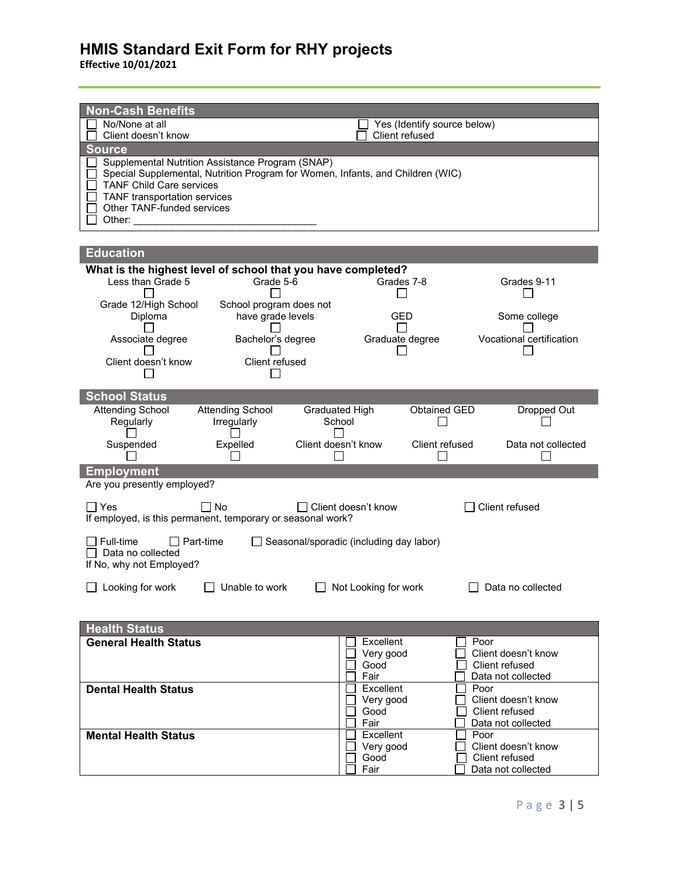# HMIS Standard Exit Form for RHY projects

**Effective 10/01/2021**

## Non-Cash Benefits

- ☐ No/None at all
- ☐ Client doesn't know
- ☐ Yes (Identify source below)
- ☐ Client refused

### Source

- ☐ Supplemental Nutrition Assistance Program (SNAP)
- ☐ Special Supplemental, Nutrition Program for Women, Infants, and Children (WIC)
- ☐ TANF Child Care services
- ☐ TANF transportation services
- ☐ Other TANF-funded services
- ☐ Other: ________________________________

## Education

**What is the highest level of school that you have completed?**

| | | | |
|---|---|---|---|
| Less than Grade 5 ☐ | Grade 5-6 ☐ | Grades 7-8 ☐ | Grades 9-11 ☐ |
| Grade 12/High School Diploma ☐ | School program does not have grade levels ☐ | GED ☐ | Some college ☐ |
| Associate degree ☐ | Bachelor's degree ☐ | Graduate degree ☐ | Vocational certification ☐ |
| Client doesn't know ☐ | Client refused ☐ | | |

## School Status

| | | | | |
|---|---|---|---|---|
| Attending School Regularly ☐ | Attending School Irregularly ☐ | Graduated High School ☐ | Obtained GED ☐ | Dropped Out ☐ |
| Suspended ☐ | Expelled ☐ | Client doesn't know ☐ | Client refused ☐ | Data not collected ☐ |

## Employment

Are you presently employed?

☐ Yes ☐ No ☐ Client doesn't know ☐ Client refused

If employed, is this permanent, temporary or seasonal work?

☐ Full-time ☐ Part-time ☐ Seasonal/sporadic (including day labor)
☐ Data no collected

If No, why not Employed?

☐ Looking for work ☐ Unable to work ☐ Not Looking for work ☐ Data no collected

## Health Status

| | | |
|---|---|---|
| **General Health Status** | ☐ Excellent<br>☐ Very good<br>☐ Good<br>☐ Fair | ☐ Poor<br>☐ Client doesn't know<br>☐ Client refused<br>☐ Data not collected |
| **Dental Health Status** | ☐ Excellent<br>☐ Very good<br>☐ Good<br>☐ Fair | ☐ Poor<br>☐ Client doesn't know<br>☐ Client refused<br>☐ Data not collected |
| **Mental Health Status** | ☐ Excellent<br>☐ Very good<br>☐ Good<br>☐ Fair | ☐ Poor<br>☐ Client doesn't know<br>☐ Client refused<br>☐ Data not collected |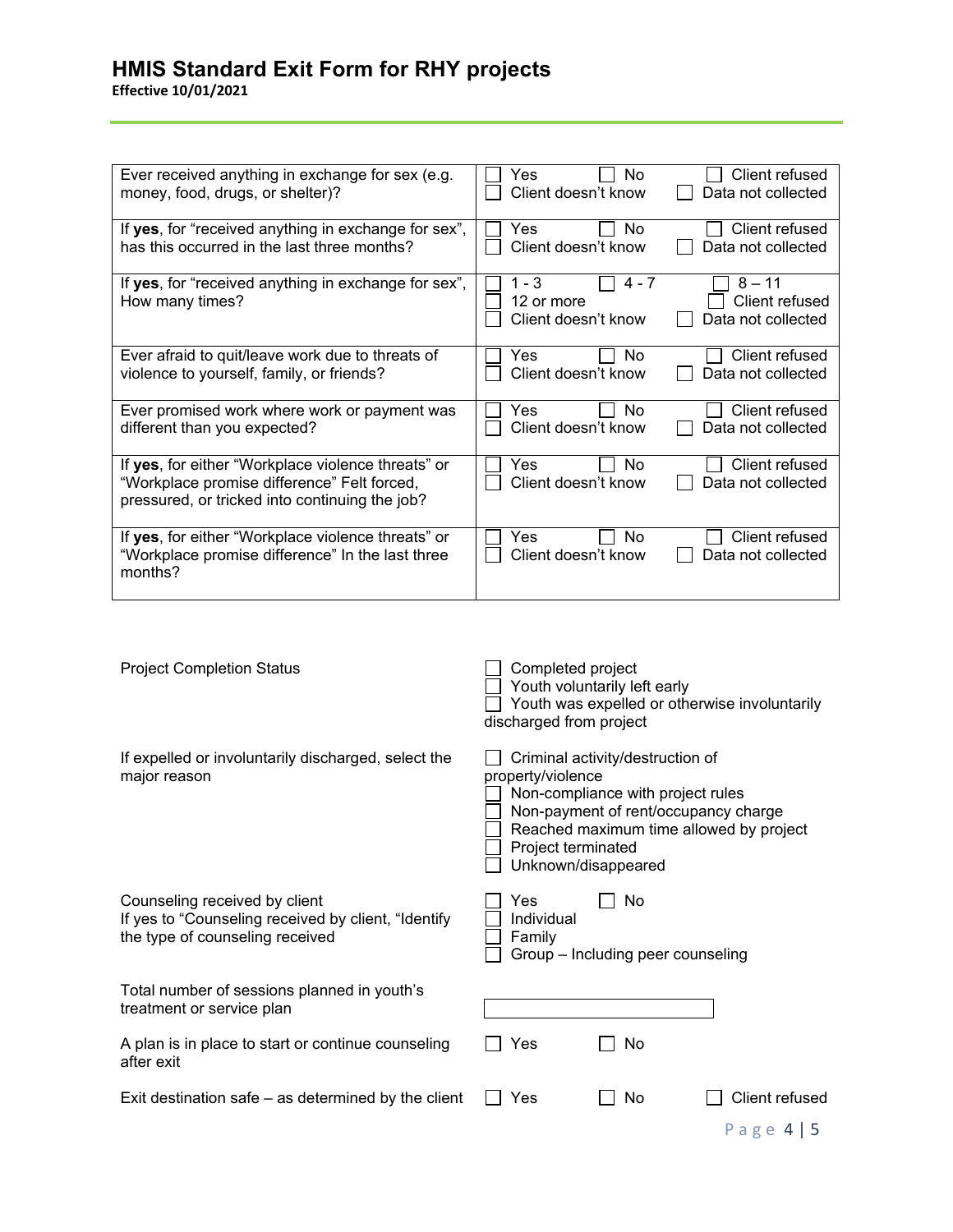## HMIS Standard Exit Form for RHY projects

**Effective 10/01/2021**

| | |
|---|---|
| Ever received anything in exchange for sex (e.g. money, food, drugs, or shelter)? | ☐ Yes ☐ No ☐ Client refused ☐ Client doesn't know ☐ Data not collected |
| If **yes**, for "received anything in exchange for sex", has this occurred in the last three months? | ☐ Yes ☐ No ☐ Client refused ☐ Client doesn't know ☐ Data not collected |
| If **yes**, for "received anything in exchange for sex", How many times? | ☐ 1 - 3 ☐ 4 - 7 ☐ 8 – 11 ☐ 12 or more ☐ Client refused ☐ Client doesn't know ☐ Data not collected |
| Ever afraid to quit/leave work due to threats of violence to yourself, family, or friends? | ☐ Yes ☐ No ☐ Client refused ☐ Client doesn't know ☐ Data not collected |
| Ever promised work where work or payment was different than you expected? | ☐ Yes ☐ No ☐ Client refused ☐ Client doesn't know ☐ Data not collected |
| If **yes**, for either "Workplace violence threats" or "Workplace promise difference" Felt forced, pressured, or tricked into continuing the job? | ☐ Yes ☐ No ☐ Client refused ☐ Client doesn't know ☐ Data not collected |
| If **yes**, for either "Workplace violence threats" or "Workplace promise difference" In the last three months? | ☐ Yes ☐ No ☐ Client refused ☐ Client doesn't know ☐ Data not collected |

Project Completion Status

- ☐ Completed project
- ☐ Youth voluntarily left early
- ☐ Youth was expelled or otherwise involuntarily discharged from project

If expelled or involuntarily discharged, select the major reason

- ☐ Criminal activity/destruction of property/violence
- ☐ Non-compliance with project rules
- ☐ Non-payment of rent/occupancy charge
- ☐ Reached maximum time allowed by project
- ☐ Project terminated
- ☐ Unknown/disappeared

Counseling received by client ☐ Yes ☐ No

If yes to "Counseling received by client, "Identify the type of counseling received

- ☐ Individual
- ☐ Family
- ☐ Group – Including peer counseling

Total number of sessions planned in youth's treatment or service plan ____________________

A plan is in place to start or continue counseling after exit ☐ Yes ☐ No

Exit destination safe – as determined by the client ☐ Yes ☐ No ☐ Client refused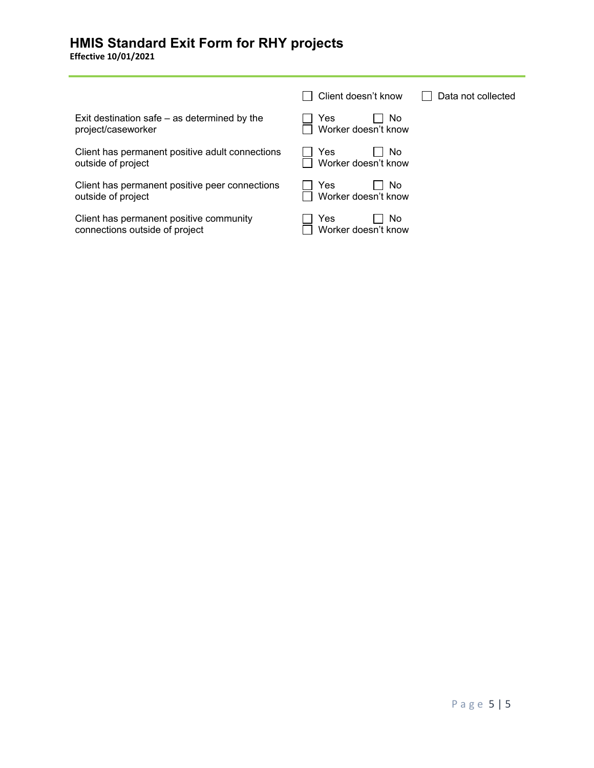# HMIS Standard Exit Form for RHY projects

**Effective 10/01/2021**

| | | |
|---|---|---|
| | ☐ Client doesn't know | ☐ Data not collected |
| Exit destination safe – as determined by the project/caseworker | ☐ Yes ☐ No<br>☐ Worker doesn't know | |
| Client has permanent positive adult connections outside of project | ☐ Yes ☐ No<br>☐ Worker doesn't know | |
| Client has permanent positive peer connections outside of project | ☐ Yes ☐ No<br>☐ Worker doesn't know | |
| Client has permanent positive community connections outside of project | ☐ Yes ☐ No<br>☐ Worker doesn't know | |